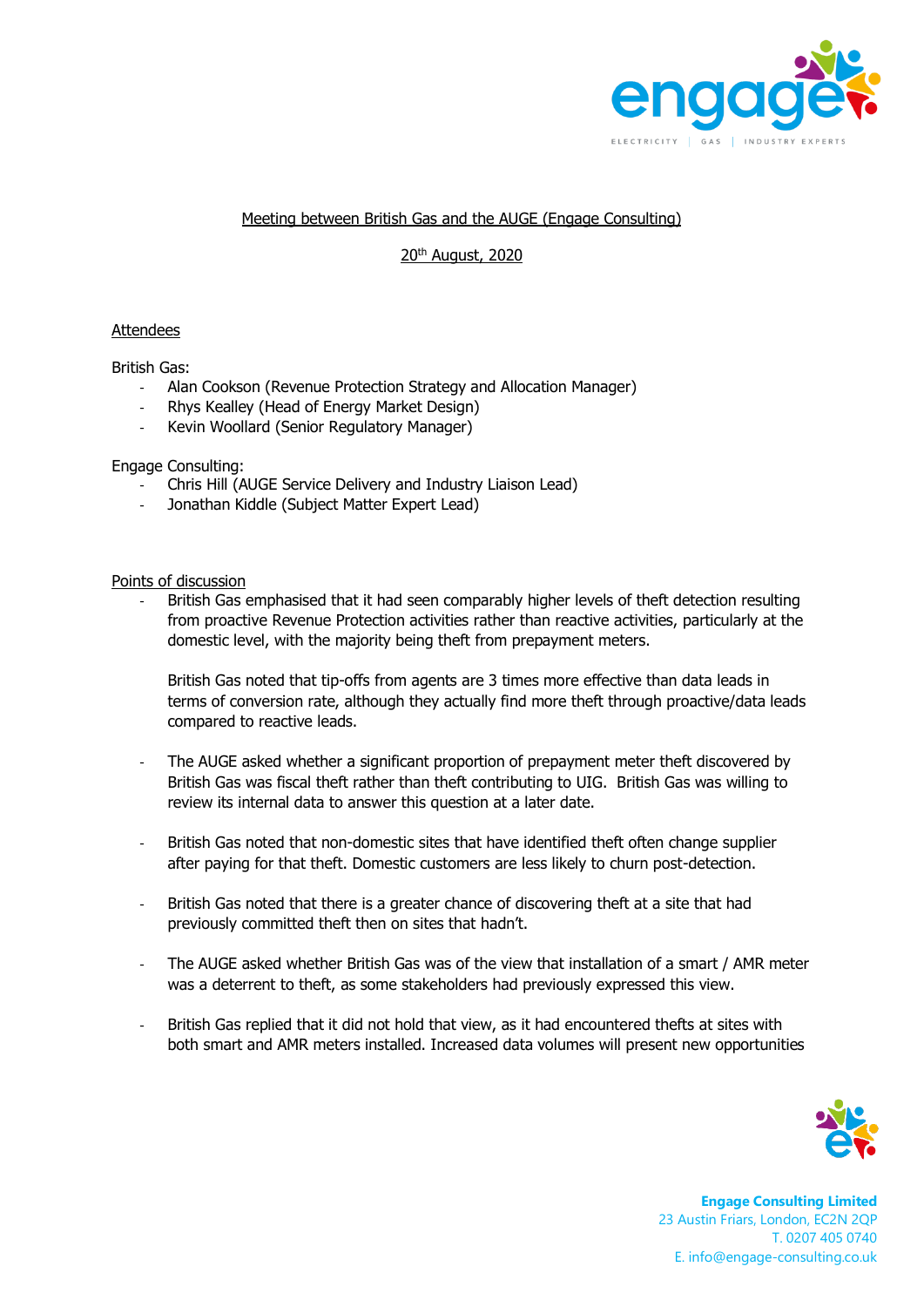Meeting between British Gas and the AUGE (Engage Consulting)

20th August, 2020

Attendees

British Gas:

- Alan Cookson (Revenue Protection Strategy and Allocation Manager)
- Rhys Kealley (Head of Energy Market Design)
- Kevin Woollard (Senior Regulatory Manager)

Engage Consulting:

- Chris Hill (AUGE Service Delivery and Industry Liaison Lead)
- Jonathan Kiddle (Subject Matter Expert Lead)

Points of discussion

- British Gas emphasised that it had seen comparably higher levels of theft detection resulting from proactive Revenue Protection activities rather than reactive activities, particularly at the domestic level, with the majority being theft from prepayment meters.

  British Gas noted that tip-offs from agents are 3 times more effective than data leads in terms of conversion rate, although they actually find more theft through proactive/data leads compared to reactive leads.

- The AUGE asked whether a significant proportion of prepayment meter theft discovered by British Gas was fiscal theft rather than theft contributing to UIG. British Gas was willing to review its internal data to answer this question at a later date.

- British Gas noted that non-domestic sites that have identified theft often change supplier after paying for that theft. Domestic customers are less likely to churn post-detection.

- British Gas noted that there is a greater chance of discovering theft at a site that had previously committed theft then on sites that hadn't.

- The AUGE asked whether British Gas was of the view that installation of a smart / AMR meter was a deterrent to theft, as some stakeholders had previously expressed this view.

- British Gas replied that it did not hold that view, as it had encountered thefts at sites with both smart and AMR meters installed. Increased data volumes will present new opportunities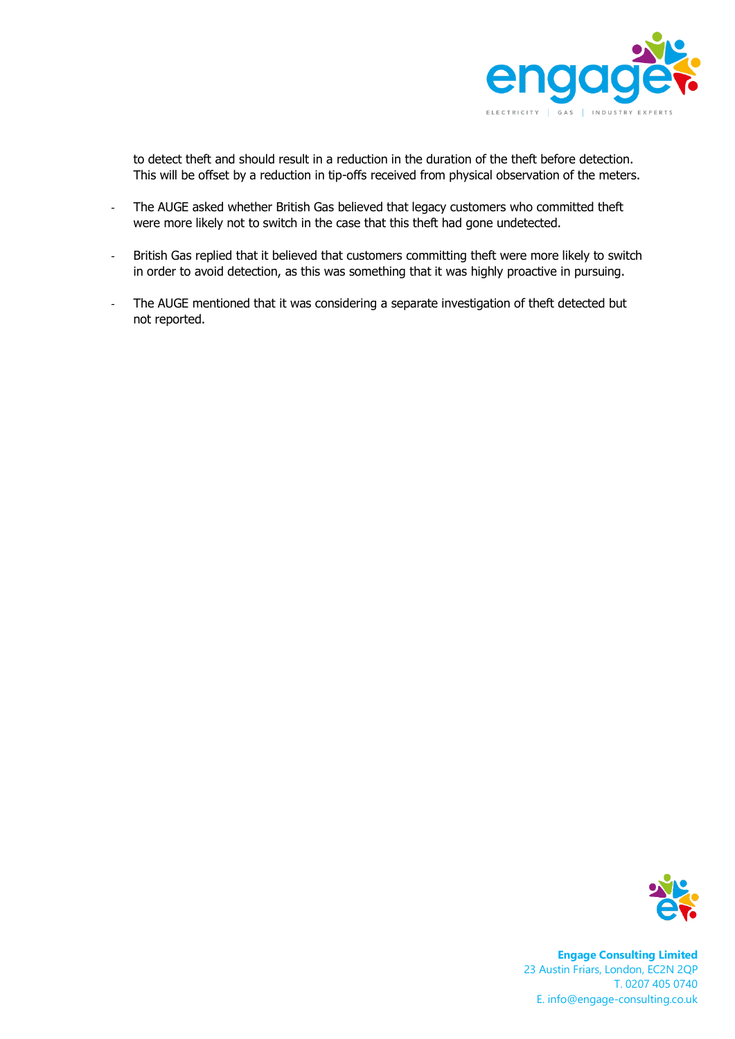to detect theft and should result in a reduction in the duration of the theft before detection. This will be offset by a reduction in tip-offs received from physical observation of the meters.

- The AUGE asked whether British Gas believed that legacy customers who committed theft were more likely not to switch in the case that this theft had gone undetected.
- British Gas replied that it believed that customers committing theft were more likely to switch in order to avoid detection, as this was something that it was highly proactive in pursuing.
- The AUGE mentioned that it was considering a separate investigation of theft detected but not reported.